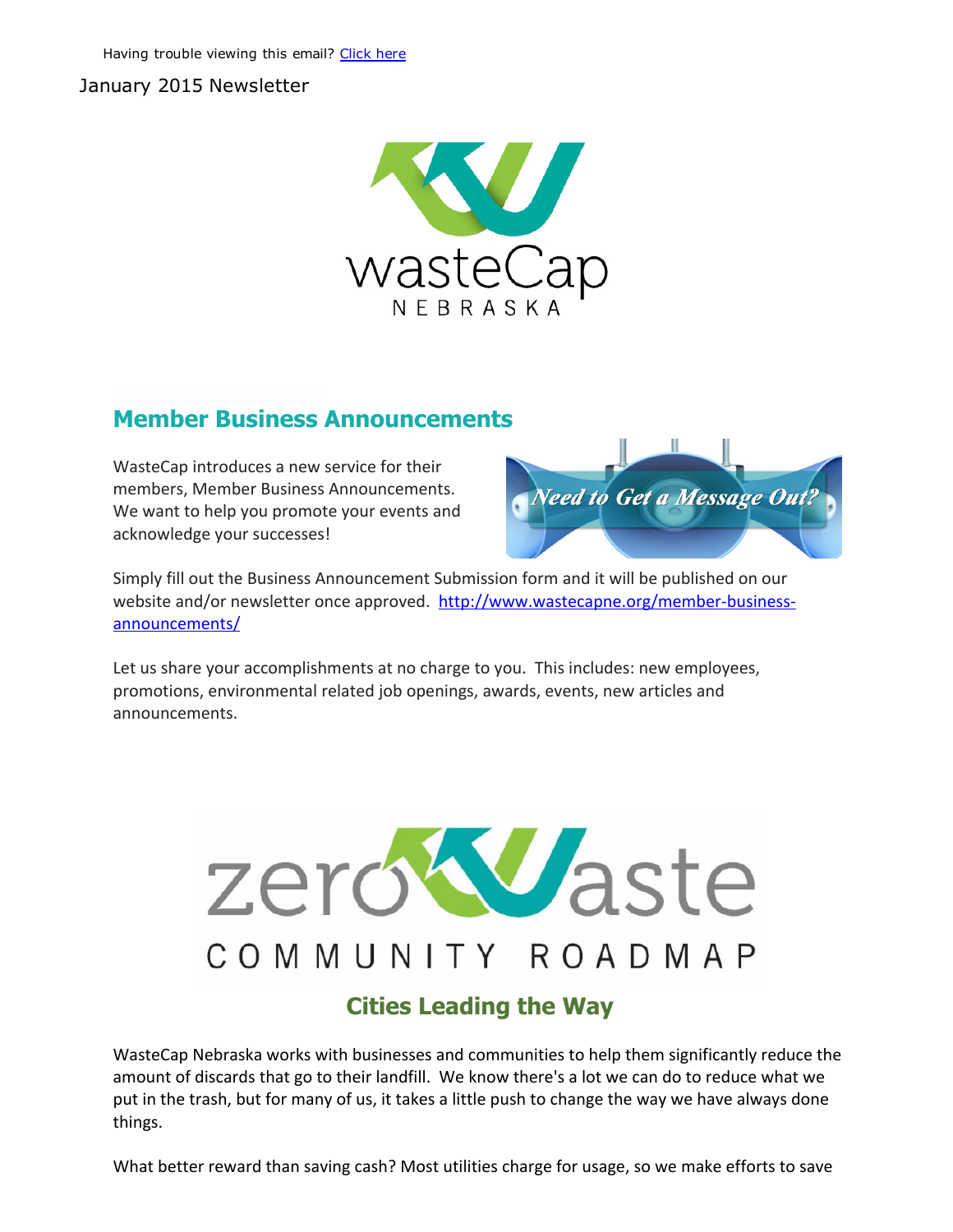Having trouble viewing this email? [Click here]

January 2015 Newsletter

## Member Business Announcements

WasteCap introduces a new service for their members, Member Business Announcements. We want to help you promote your events and acknowledge your successes!

Simply fill out the Business Announcement Submission form and it will be published on our website and/or newsletter once approved. http://www.wastecapne.org/member-business-announcements/

Let us share your accomplishments at no charge to you. This includes: new employees, promotions, environmental related job openings, awards, events, new articles and announcements.

## Cities Leading the Way

WasteCap Nebraska works with businesses and communities to help them significantly reduce the amount of discards that go to their landfill. We know there's a lot we can do to reduce what we put in the trash, but for many of us, it takes a little push to change the way we have always done things.

What better reward than saving cash? Most utilities charge for usage, so we make efforts to save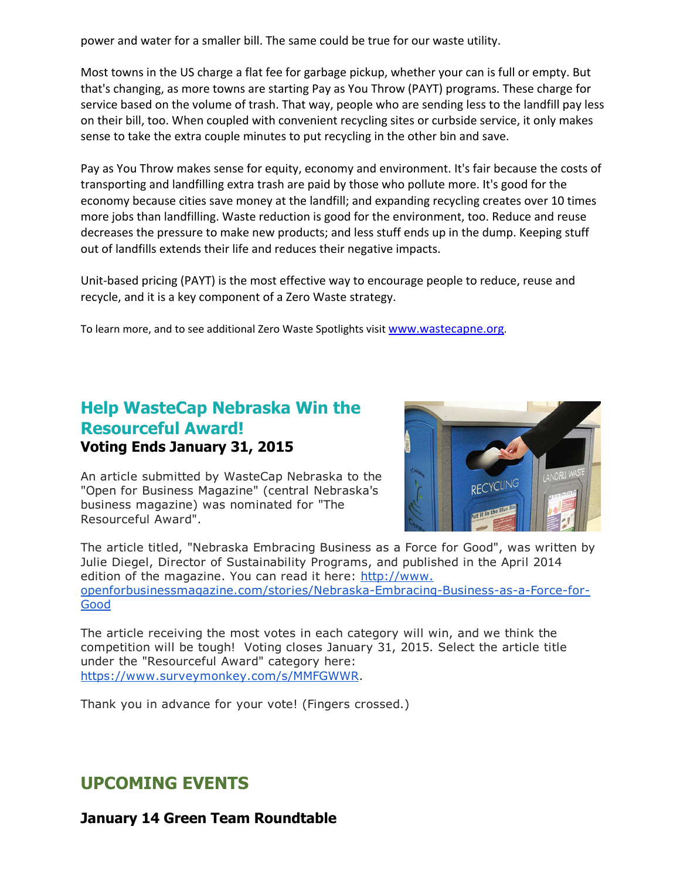power and water for a smaller bill. The same could be true for our waste utility.

Most towns in the US charge a flat fee for garbage pickup, whether your can is full or empty. But that's changing, as more towns are starting Pay as You Throw (PAYT) programs. These charge for service based on the volume of trash. That way, people who are sending less to the landfill pay less on their bill, too. When coupled with convenient recycling sites or curbside service, it only makes sense to take the extra couple minutes to put recycling in the other bin and save.

Pay as You Throw makes sense for equity, economy and environment. It's fair because the costs of transporting and landfilling extra trash are paid by those who pollute more. It's good for the economy because cities save money at the landfill; and expanding recycling creates over 10 times more jobs than landfilling. Waste reduction is good for the environment, too. Reduce and reuse decreases the pressure to make new products; and less stuff ends up in the dump. Keeping stuff out of landfills extends their life and reduces their negative impacts.

Unit-based pricing (PAYT) is the most effective way to encourage people to reduce, reuse and recycle, and it is a key component of a Zero Waste strategy.

To learn more, and to see additional Zero Waste Spotlights visit [www.wastecapne.org](http://www.wastecapne.org).

## Help WasteCap Nebraska Win the Resourceful Award!

**Voting Ends January 31, 2015**

An article submitted by WasteCap Nebraska to the "Open for Business Magazine" (central Nebraska's business magazine) was nominated for "The Resourceful Award".

The article titled, "Nebraska Embracing Business as a Force for Good", was written by Julie Diegel, Director of Sustainability Programs, and published in the April 2014 edition of the magazine. You can read it here: [http://www.openforbusinessmagazine.com/stories/Nebraska-Embracing-Business-as-a-Force-for-Good](http://www.openforbusinessmagazine.com/stories/Nebraska-Embracing-Business-as-a-Force-for-Good)

The article receiving the most votes in each category will win, and we think the competition will be tough! Voting closes January 31, 2015. Select the article title under the "Resourceful Award" category here: [https://www.surveymonkey.com/s/MMFGWWR](https://www.surveymonkey.com/s/MMFGWWR).

Thank you in advance for your vote! (Fingers crossed.)

## UPCOMING EVENTS

### January 14 Green Team Roundtable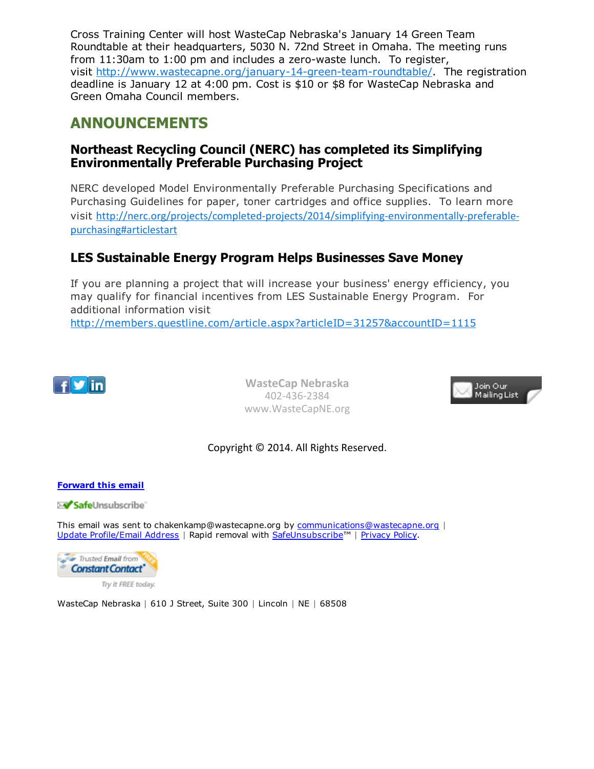Cross Training Center will host WasteCap Nebraska's January 14 Green Team Roundtable at their headquarters, 5030 N. 72nd Street in Omaha. The meeting runs from 11:30am to 1:00 pm and includes a zero-waste lunch. To register, visit http://www.wastecapne.org/january-14-green-team-roundtable/. The registration deadline is January 12 at 4:00 pm. Cost is $10 or $8 for WasteCap Nebraska and Green Omaha Council members.

## ANNOUNCEMENTS

### Northeast Recycling Council (NERC) has completed its Simplifying Environmentally Preferable Purchasing Project

NERC developed Model Environmentally Preferable Purchasing Specifications and Purchasing Guidelines for paper, toner cartridges and office supplies. To learn more visit http://nerc.org/projects/completed-projects/2014/simplifying-environmentally-preferable-purchasing#articlestart

### LES Sustainable Energy Program Helps Businesses Save Money

If you are planning a project that will increase your business' energy efficiency, you may qualify for financial incentives from LES Sustainable Energy Program. For additional information visit http://members.questline.com/article.aspx?articleID=31257&accountID=1115

WasteCap Nebraska
402-436-2384
www.WasteCapNE.org

Join Our Mailing List

Copyright © 2014. All Rights Reserved.

**Forward this email**

SafeUnsubscribe

This email was sent to chakenkamp@wastecapne.org by communications@wastecapne.org | Update Profile/Email Address | Rapid removal with SafeUnsubscribe™ | Privacy Policy.

Trusted Email from Constant Contact — Try it FREE today.

WasteCap Nebraska | 610 J Street, Suite 300 | Lincoln | NE | 68508